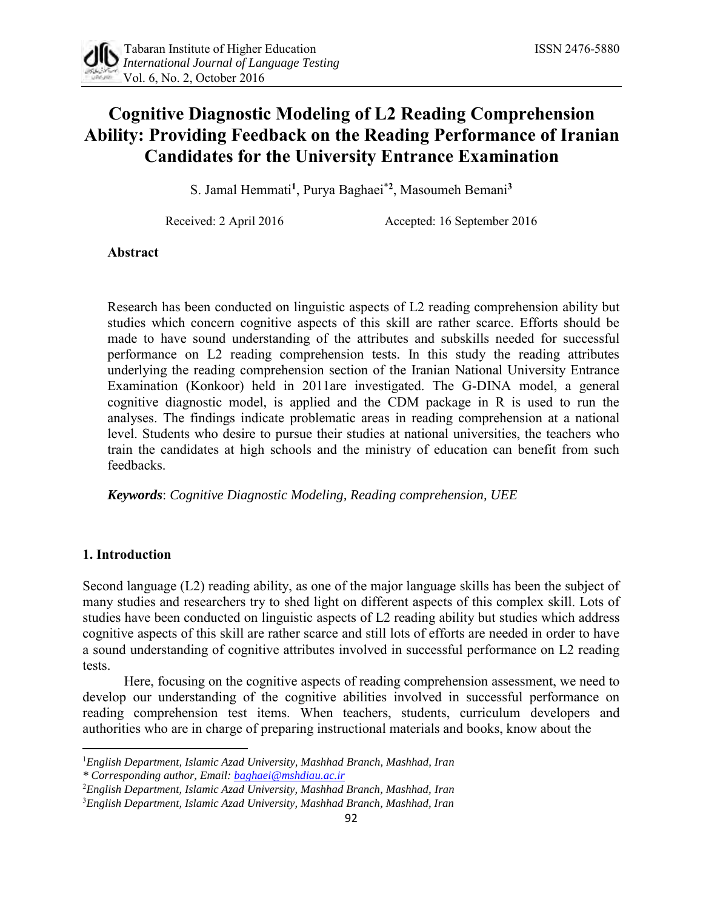# Cognitive Diagnostic Modeling of L2 Reading Comprehension Ability: Providing Feedback on the Reading Performance of Iranian Candidates for the University Entrance Examination

S. Jamal Hemmati[1], Purya Baghaei[*2], Masoumeh Bemani[3]

Received: 2 April 2016 Accepted: 16 September 2016

**Abstract**

Research has been conducted on linguistic aspects of L2 reading comprehension ability but studies which concern cognitive aspects of this skill are rather scarce. Efforts should be made to have sound understanding of the attributes and subskills needed for successful performance on L2 reading comprehension tests. In this study the reading attributes underlying the reading comprehension section of the Iranian National University Entrance Examination (Konkoor) held in 2011are investigated. The G-DINA model, a general cognitive diagnostic model, is applied and the CDM package in R is used to run the analyses. The findings indicate problematic areas in reading comprehension at a national level. Students who desire to pursue their studies at national universities, the teachers who train the candidates at high schools and the ministry of education can benefit from such feedbacks.

***Keywords***: *Cognitive Diagnostic Modeling, Reading comprehension, UEE*

## 1. Introduction

Second language (L2) reading ability, as one of the major language skills has been the subject of many studies and researchers try to shed light on different aspects of this complex skill. Lots of studies have been conducted on linguistic aspects of L2 reading ability but studies which address cognitive aspects of this skill are rather scarce and still lots of efforts are needed in order to have a sound understanding of cognitive attributes involved in successful performance on L2 reading tests.

Here, focusing on the cognitive aspects of reading comprehension assessment, we need to develop our understanding of the cognitive abilities involved in successful performance on reading comprehension test items. When teachers, students, curriculum developers and authorities who are in charge of preparing instructional materials and books, know about the

---

[1]*English Department, Islamic Azad University, Mashhad Branch, Mashhad, Iran*

*\* Corresponding author, Email: baghaei@mshdiau.ac.ir*

[2]*English Department, Islamic Azad University, Mashhad Branch, Mashhad, Iran*

[3]*English Department, Islamic Azad University, Mashhad Branch, Mashhad, Iran*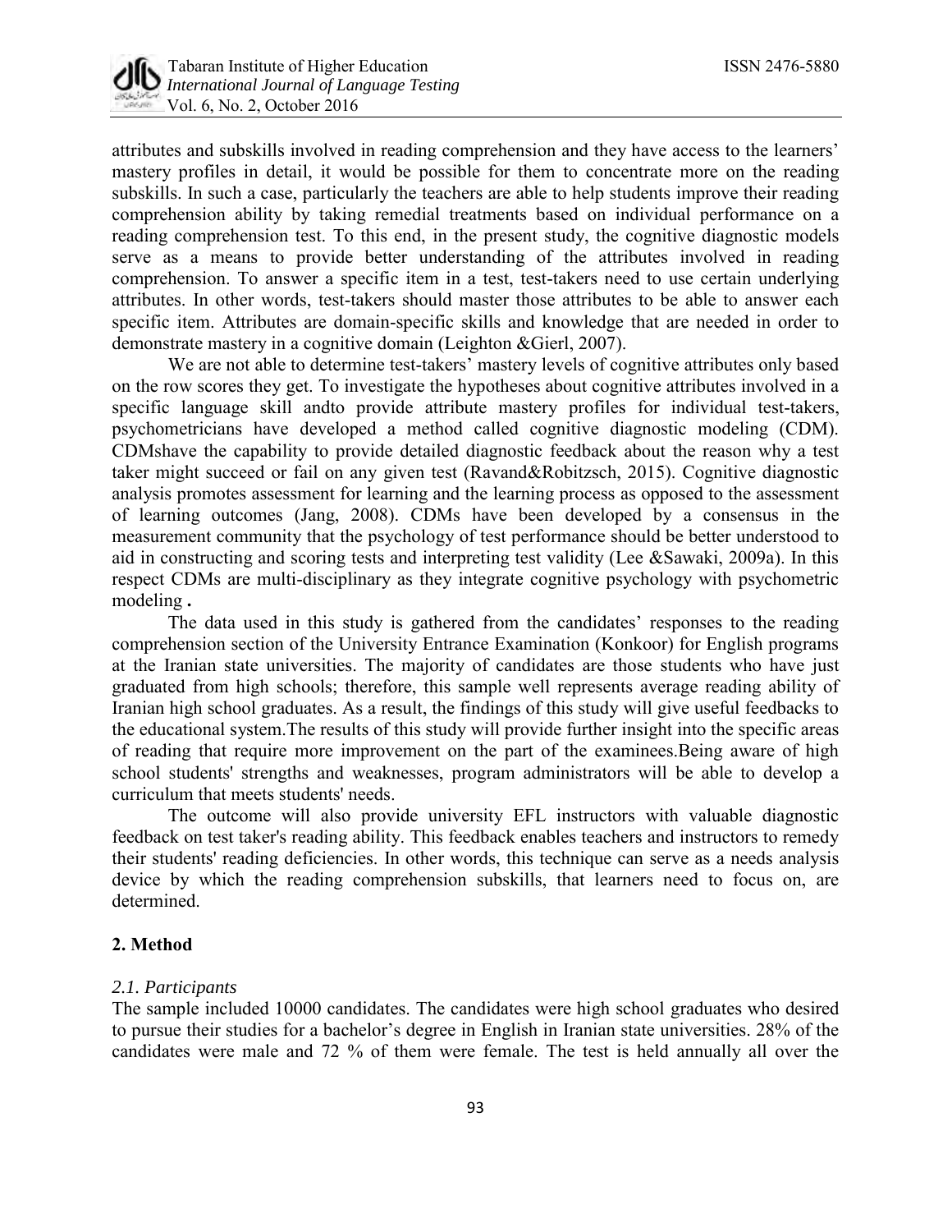attributes and subskills involved in reading comprehension and they have access to the learners' mastery profiles in detail, it would be possible for them to concentrate more on the reading subskills. In such a case, particularly the teachers are able to help students improve their reading comprehension ability by taking remedial treatments based on individual performance on a reading comprehension test. To this end, in the present study, the cognitive diagnostic models serve as a means to provide better understanding of the attributes involved in reading comprehension. To answer a specific item in a test, test-takers need to use certain underlying attributes. In other words, test-takers should master those attributes to be able to answer each specific item. Attributes are domain-specific skills and knowledge that are needed in order to demonstrate mastery in a cognitive domain (Leighton &Gierl, 2007).

We are not able to determine test-takers' mastery levels of cognitive attributes only based on the row scores they get. To investigate the hypotheses about cognitive attributes involved in a specific language skill andto provide attribute mastery profiles for individual test-takers, psychometricians have developed a method called cognitive diagnostic modeling (CDM). CDMshave the capability to provide detailed diagnostic feedback about the reason why a test taker might succeed or fail on any given test (Ravand&Robitzsch, 2015). Cognitive diagnostic analysis promotes assessment for learning and the learning process as opposed to the assessment of learning outcomes (Jang, 2008). CDMs have been developed by a consensus in the measurement community that the psychology of test performance should be better understood to aid in constructing and scoring tests and interpreting test validity (Lee &Sawaki, 2009a). In this respect CDMs are multi-disciplinary as they integrate cognitive psychology with psychometric modeling **.**

The data used in this study is gathered from the candidates' responses to the reading comprehension section of the University Entrance Examination (Konkoor) for English programs at the Iranian state universities. The majority of candidates are those students who have just graduated from high schools; therefore, this sample well represents average reading ability of Iranian high school graduates. As a result, the findings of this study will give useful feedbacks to the educational system.The results of this study will provide further insight into the specific areas of reading that require more improvement on the part of the examinees.Being aware of high school students' strengths and weaknesses, program administrators will be able to develop a curriculum that meets students' needs.

The outcome will also provide university EFL instructors with valuable diagnostic feedback on test taker's reading ability. This feedback enables teachers and instructors to remedy their students' reading deficiencies. In other words, this technique can serve as a needs analysis device by which the reading comprehension subskills, that learners need to focus on, are determined.

## 2. Method

### *2.1. Participants*

The sample included 10000 candidates. The candidates were high school graduates who desired to pursue their studies for a bachelor's degree in English in Iranian state universities. 28% of the candidates were male and 72 % of them were female. The test is held annually all over the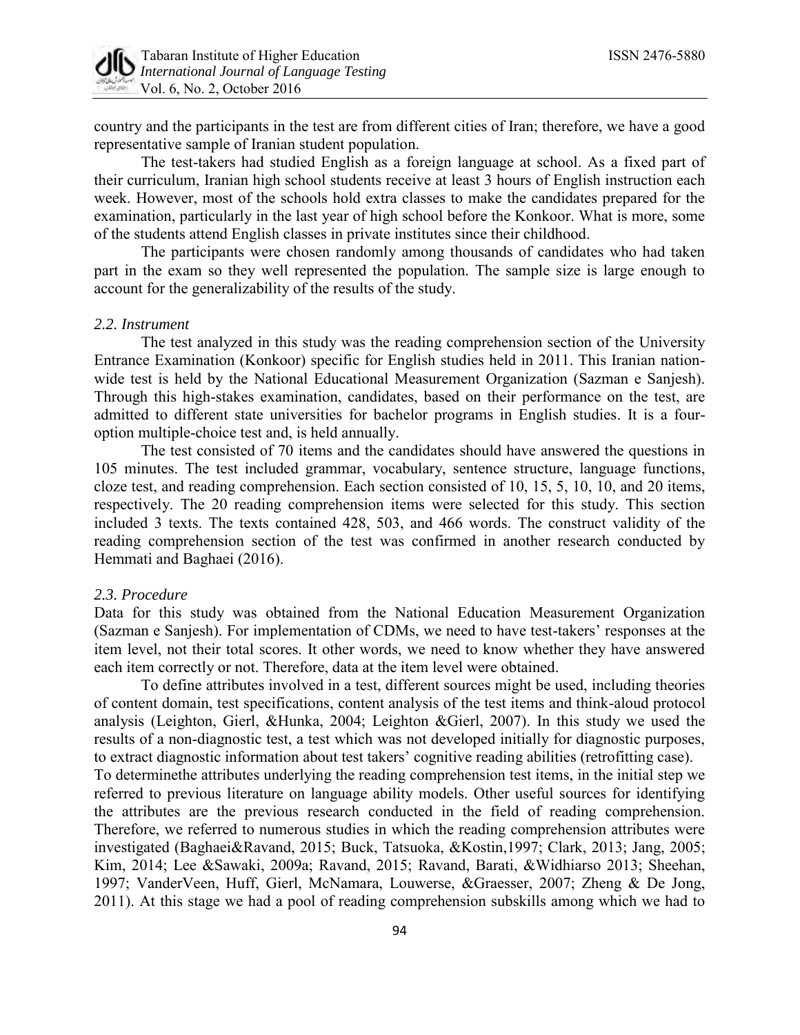country and the participants in the test are from different cities of Iran; therefore, we have a good representative sample of Iranian student population.

The test-takers had studied English as a foreign language at school. As a fixed part of their curriculum, Iranian high school students receive at least 3 hours of English instruction each week. However, most of the schools hold extra classes to make the candidates prepared for the examination, particularly in the last year of high school before the Konkoor. What is more, some of the students attend English classes in private institutes since their childhood.

The participants were chosen randomly among thousands of candidates who had taken part in the exam so they well represented the population. The sample size is large enough to account for the generalizability of the results of the study.

### *2.2. Instrument*

The test analyzed in this study was the reading comprehension section of the University Entrance Examination (Konkoor) specific for English studies held in 2011. This Iranian nation-wide test is held by the National Educational Measurement Organization (Sazman e Sanjesh). Through this high-stakes examination, candidates, based on their performance on the test, are admitted to different state universities for bachelor programs in English studies. It is a four-option multiple-choice test and, is held annually.

The test consisted of 70 items and the candidates should have answered the questions in 105 minutes. The test included grammar, vocabulary, sentence structure, language functions, cloze test, and reading comprehension. Each section consisted of 10, 15, 5, 10, 10, and 20 items, respectively. The 20 reading comprehension items were selected for this study. This section included 3 texts. The texts contained 428, 503, and 466 words. The construct validity of the reading comprehension section of the test was confirmed in another research conducted by Hemmati and Baghaei (2016).

### *2.3. Procedure*

Data for this study was obtained from the National Education Measurement Organization (Sazman e Sanjesh). For implementation of CDMs, we need to have test-takers' responses at the item level, not their total scores. It other words, we need to know whether they have answered each item correctly or not. Therefore, data at the item level were obtained.

To define attributes involved in a test, different sources might be used, including theories of content domain, test specifications, content analysis of the test items and think-aloud protocol analysis (Leighton, Gierl, &Hunka, 2004; Leighton &Gierl, 2007). In this study we used the results of a non-diagnostic test, a test which was not developed initially for diagnostic purposes, to extract diagnostic information about test takers' cognitive reading abilities (retrofitting case).

To determinethe attributes underlying the reading comprehension test items, in the initial step we referred to previous literature on language ability models. Other useful sources for identifying the attributes are the previous research conducted in the field of reading comprehension. Therefore, we referred to numerous studies in which the reading comprehension attributes were investigated (Baghaei&Ravand, 2015; Buck, Tatsuoka, &Kostin,1997; Clark, 2013; Jang, 2005; Kim, 2014; Lee &Sawaki, 2009a; Ravand, 2015; Ravand, Barati, &Widhiarso 2013; Sheehan, 1997; VanderVeen, Huff, Gierl, McNamara, Louwerse, &Graesser, 2007; Zheng & De Jong, 2011). At this stage we had a pool of reading comprehension subskills among which we had to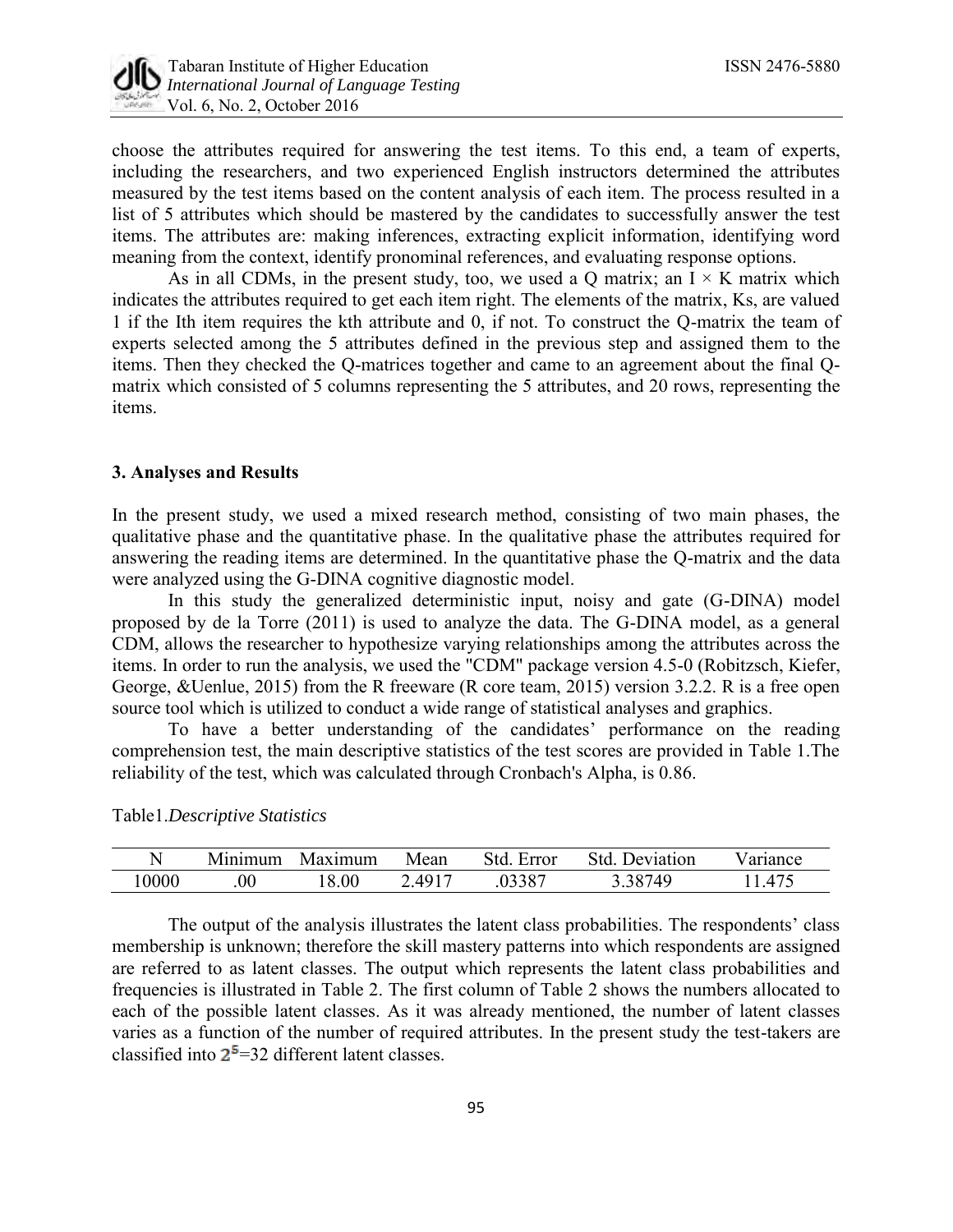choose the attributes required for answering the test items. To this end, a team of experts, including the researchers, and two experienced English instructors determined the attributes measured by the test items based on the content analysis of each item. The process resulted in a list of 5 attributes which should be mastered by the candidates to successfully answer the test items. The attributes are: making inferences, extracting explicit information, identifying word meaning from the context, identify pronominal references, and evaluating response options.

As in all CDMs, in the present study, too, we used a Q matrix; an $I \times K$ matrix which indicates the attributes required to get each item right. The elements of the matrix, Ks, are valued 1 if the Ith item requires the kth attribute and 0, if not. To construct the Q-matrix the team of experts selected among the 5 attributes defined in the previous step and assigned them to the items. Then they checked the Q-matrices together and came to an agreement about the final Q-matrix which consisted of 5 columns representing the 5 attributes, and 20 rows, representing the items.

### 3. Analyses and Results

In the present study, we used a mixed research method, consisting of two main phases, the qualitative phase and the quantitative phase. In the qualitative phase the attributes required for answering the reading items are determined. In the quantitative phase the Q-matrix and the data were analyzed using the G-DINA cognitive diagnostic model.

In this study the generalized deterministic input, noisy and gate (G-DINA) model proposed by de la Torre (2011) is used to analyze the data. The G-DINA model, as a general CDM, allows the researcher to hypothesize varying relationships among the attributes across the items. In order to run the analysis, we used the "CDM" package version 4.5-0 (Robitzsch, Kiefer, George, &Uenlue, 2015) from the R freeware (R core team, 2015) version 3.2.2. R is a free open source tool which is utilized to conduct a wide range of statistical analyses and graphics.

To have a better understanding of the candidates' performance on the reading comprehension test, the main descriptive statistics of the test scores are provided in Table 1.The reliability of the test, which was calculated through Cronbach's Alpha, is 0.86.

Table1.*Descriptive Statistics*

| N | Minimum | Maximum | Mean | Std. Error | Std. Deviation | Variance |
|---|---|---|---|---|---|---|
| 10000 | .00 | 18.00 | 2.4917 | .03387 | 3.38749 | 11.475 |

The output of the analysis illustrates the latent class probabilities. The respondents' class membership is unknown; therefore the skill mastery patterns into which respondents are assigned are referred to as latent classes. The output which represents the latent class probabilities and frequencies is illustrated in Table 2. The first column of Table 2 shows the numbers allocated to each of the possible latent classes. As it was already mentioned, the number of latent classes varies as a function of the number of required attributes. In the present study the test-takers are classified into $2^5$=32 different latent classes.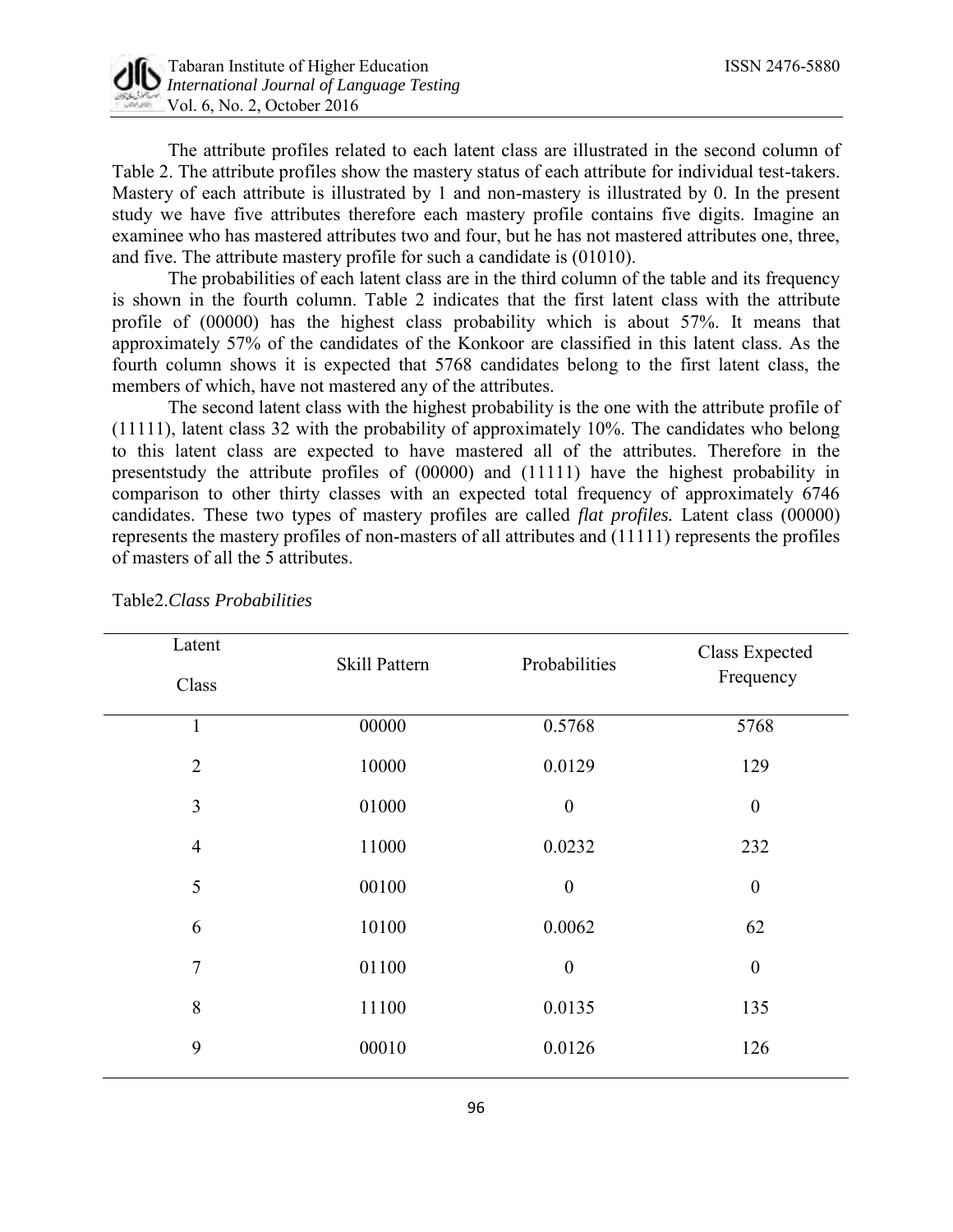The attribute profiles related to each latent class are illustrated in the second column of Table 2. The attribute profiles show the mastery status of each attribute for individual test-takers. Mastery of each attribute is illustrated by 1 and non-mastery is illustrated by 0. In the present study we have five attributes therefore each mastery profile contains five digits. Imagine an examinee who has mastered attributes two and four, but he has not mastered attributes one, three, and five. The attribute mastery profile for such a candidate is (01010).

The probabilities of each latent class are in the third column of the table and its frequency is shown in the fourth column. Table 2 indicates that the first latent class with the attribute profile of (00000) has the highest class probability which is about 57%. It means that approximately 57% of the candidates of the Konkoor are classified in this latent class. As the fourth column shows it is expected that 5768 candidates belong to the first latent class, the members of which, have not mastered any of the attributes.

The second latent class with the highest probability is the one with the attribute profile of (11111), latent class 32 with the probability of approximately 10%. The candidates who belong to this latent class are expected to have mastered all of the attributes. Therefore in the presentstudy the attribute profiles of (00000) and (11111) have the highest probability in comparison to other thirty classes with an expected total frequency of approximately 6746 candidates. These two types of mastery profiles are called *flat profiles.* Latent class (00000) represents the mastery profiles of non-masters of all attributes and (11111) represents the profiles of masters of all the 5 attributes.

Table2.*Class Probabilities*

| Latent Class | Skill Pattern | Probabilities | Class Expected Frequency |
|---|---|---|---|
| 1 | 00000 | 0.5768 | 5768 |
| 2 | 10000 | 0.0129 | 129 |
| 3 | 01000 | 0 | 0 |
| 4 | 11000 | 0.0232 | 232 |
| 5 | 00100 | 0 | 0 |
| 6 | 10100 | 0.0062 | 62 |
| 7 | 01100 | 0 | 0 |
| 8 | 11100 | 0.0135 | 135 |
| 9 | 00010 | 0.0126 | 126 |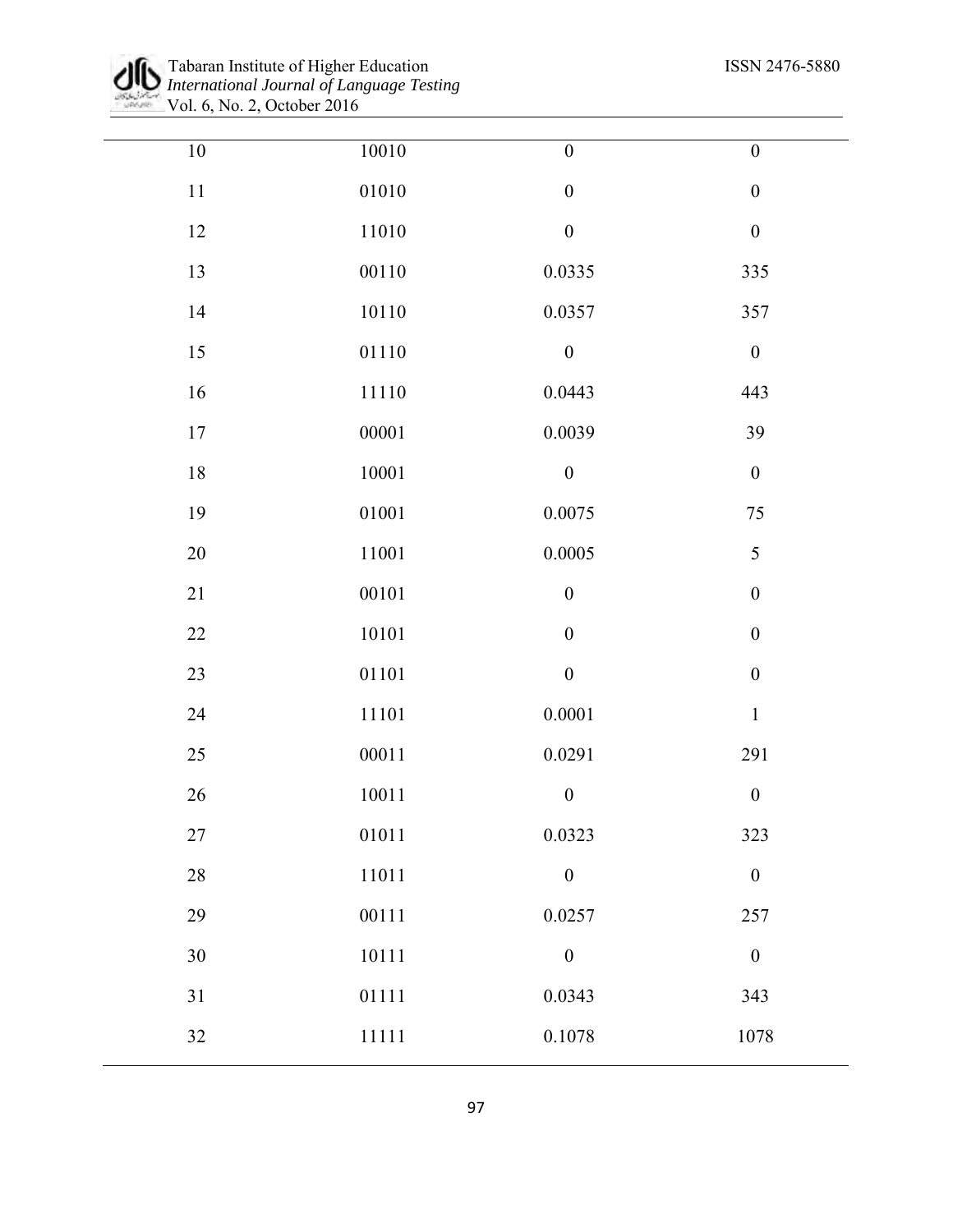| | | | |
|---|---|---|---|
| 10 | 10010 | 0 | 0 |
| 11 | 01010 | 0 | 0 |
| 12 | 11010 | 0 | 0 |
| 13 | 00110 | 0.0335 | 335 |
| 14 | 10110 | 0.0357 | 357 |
| 15 | 01110 | 0 | 0 |
| 16 | 11110 | 0.0443 | 443 |
| 17 | 00001 | 0.0039 | 39 |
| 18 | 10001 | 0 | 0 |
| 19 | 01001 | 0.0075 | 75 |
| 20 | 11001 | 0.0005 | 5 |
| 21 | 00101 | 0 | 0 |
| 22 | 10101 | 0 | 0 |
| 23 | 01101 | 0 | 0 |
| 24 | 11101 | 0.0001 | 1 |
| 25 | 00011 | 0.0291 | 291 |
| 26 | 10011 | 0 | 0 |
| 27 | 01011 | 0.0323 | 323 |
| 28 | 11011 | 0 | 0 |
| 29 | 00111 | 0.0257 | 257 |
| 30 | 10111 | 0 | 0 |
| 31 | 01111 | 0.0343 | 343 |
| 32 | 11111 | 0.1078 | 1078 |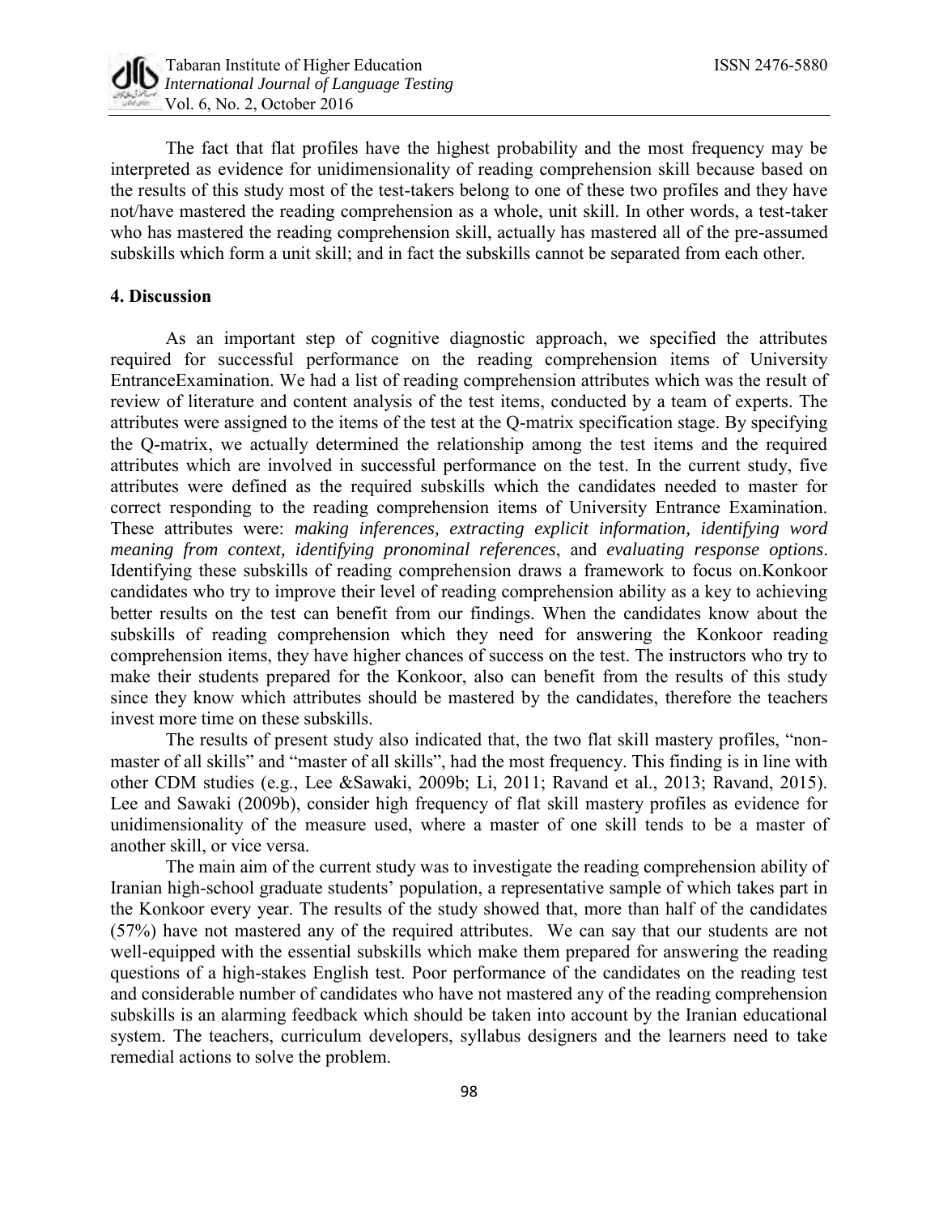The fact that flat profiles have the highest probability and the most frequency may be interpreted as evidence for unidimensionality of reading comprehension skill because based on the results of this study most of the test-takers belong to one of these two profiles and they have not/have mastered the reading comprehension as a whole, unit skill. In other words, a test-taker who has mastered the reading comprehension skill, actually has mastered all of the pre-assumed subskills which form a unit skill; and in fact the subskills cannot be separated from each other.

## 4. Discussion

As an important step of cognitive diagnostic approach, we specified the attributes required for successful performance on the reading comprehension items of University EntranceExamination. We had a list of reading comprehension attributes which was the result of review of literature and content analysis of the test items, conducted by a team of experts. The attributes were assigned to the items of the test at the Q-matrix specification stage. By specifying the Q-matrix, we actually determined the relationship among the test items and the required attributes which are involved in successful performance on the test. In the current study, five attributes were defined as the required subskills which the candidates needed to master for correct responding to the reading comprehension items of University Entrance Examination. These attributes were: *making inferences, extracting explicit information, identifying word meaning from context, identifying pronominal references*, and *evaluating response options*. Identifying these subskills of reading comprehension draws a framework to focus on.Konkoor candidates who try to improve their level of reading comprehension ability as a key to achieving better results on the test can benefit from our findings. When the candidates know about the subskills of reading comprehension which they need for answering the Konkoor reading comprehension items, they have higher chances of success on the test. The instructors who try to make their students prepared for the Konkoor, also can benefit from the results of this study since they know which attributes should be mastered by the candidates, therefore the teachers invest more time on these subskills.

The results of present study also indicated that, the two flat skill mastery profiles, "non-master of all skills" and "master of all skills", had the most frequency. This finding is in line with other CDM studies (e.g., Lee &Sawaki, 2009b; Li, 2011; Ravand et al., 2013; Ravand, 2015). Lee and Sawaki (2009b), consider high frequency of flat skill mastery profiles as evidence for unidimensionality of the measure used, where a master of one skill tends to be a master of another skill, or vice versa.

The main aim of the current study was to investigate the reading comprehension ability of Iranian high-school graduate students' population, a representative sample of which takes part in the Konkoor every year. The results of the study showed that, more than half of the candidates (57%) have not mastered any of the required attributes. We can say that our students are not well-equipped with the essential subskills which make them prepared for answering the reading questions of a high-stakes English test. Poor performance of the candidates on the reading test and considerable number of candidates who have not mastered any of the reading comprehension subskills is an alarming feedback which should be taken into account by the Iranian educational system. The teachers, curriculum developers, syllabus designers and the learners need to take remedial actions to solve the problem.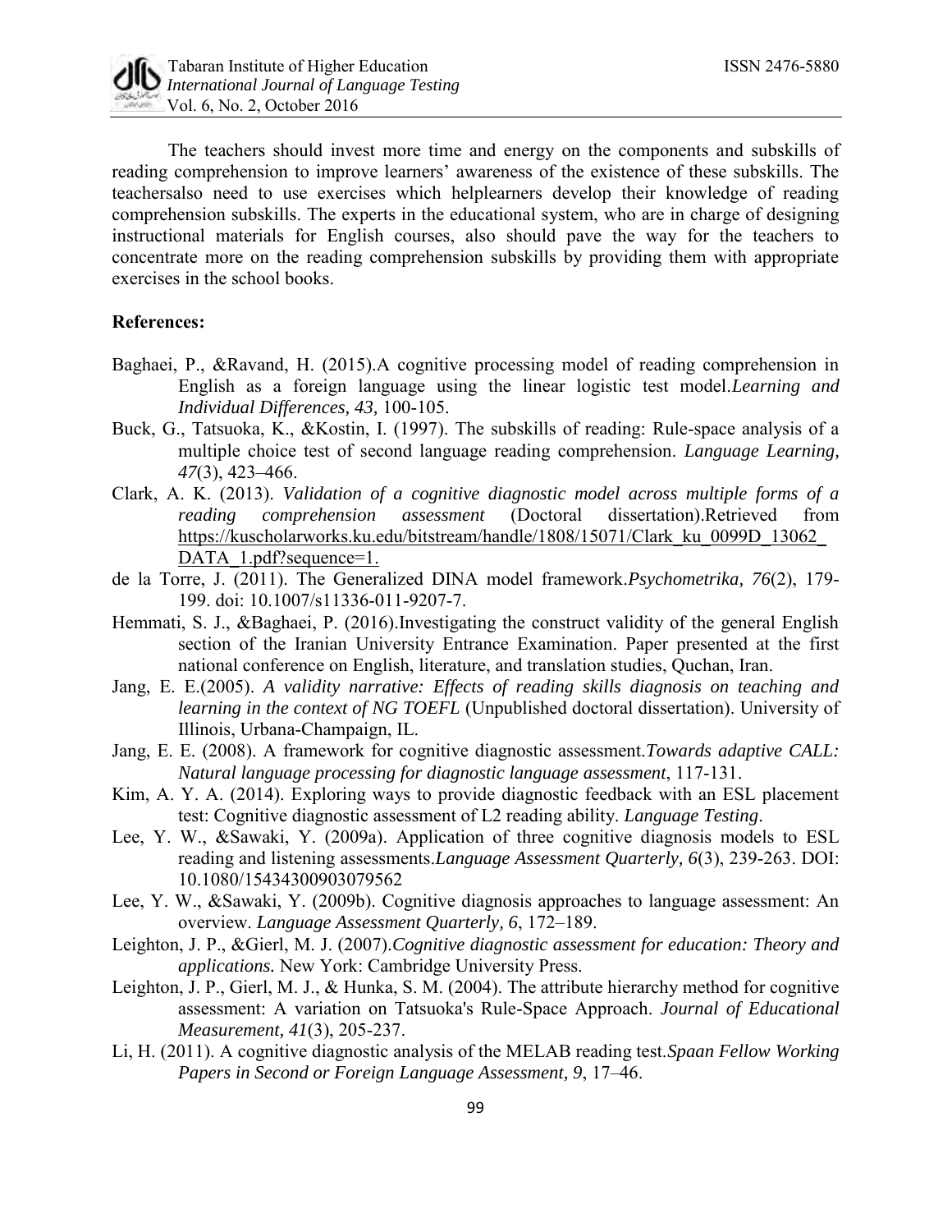The teachers should invest more time and energy on the components and subskills of reading comprehension to improve learners' awareness of the existence of these subskills. The teachersalso need to use exercises which helplearners develop their knowledge of reading comprehension subskills. The experts in the educational system, who are in charge of designing instructional materials for English courses, also should pave the way for the teachers to concentrate more on the reading comprehension subskills by providing them with appropriate exercises in the school books.

**References:**

Baghaei, P., &Ravand, H. (2015).A cognitive processing model of reading comprehension in English as a foreign language using the linear logistic test model.*Learning and Individual Differences, 43,* 100-105.

Buck, G., Tatsuoka, K., &Kostin, I. (1997). The subskills of reading: Rule-space analysis of a multiple choice test of second language reading comprehension. *Language Learning, 47*(3), 423–466.

Clark, A. K. (2013). *Validation of a cognitive diagnostic model across multiple forms of a reading comprehension assessment* (Doctoral dissertation).Retrieved from https://kuscholarworks.ku.edu/bitstream/handle/1808/15071/Clark_ku_0099D_13062_DATA_1.pdf?sequence=1.

de la Torre, J. (2011). The Generalized DINA model framework.*Psychometrika, 76*(2), 179-199. doi: 10.1007/s11336-011-9207-7.

Hemmati, S. J., &Baghaei, P. (2016).Investigating the construct validity of the general English section of the Iranian University Entrance Examination. Paper presented at the first national conference on English, literature, and translation studies, Quchan, Iran.

Jang, E. E.(2005). *A validity narrative: Effects of reading skills diagnosis on teaching and learning in the context of NG TOEFL* (Unpublished doctoral dissertation). University of Illinois, Urbana-Champaign, IL.

Jang, E. E. (2008). A framework for cognitive diagnostic assessment.*Towards adaptive CALL: Natural language processing for diagnostic language assessment*, 117-131.

Kim, A. Y. A. (2014). Exploring ways to provide diagnostic feedback with an ESL placement test: Cognitive diagnostic assessment of L2 reading ability. *Language Testing*.

Lee, Y. W., &Sawaki, Y. (2009a). Application of three cognitive diagnosis models to ESL reading and listening assessments.*Language Assessment Quarterly, 6*(3), 239-263. DOI: 10.1080/15434300903079562

Lee, Y. W., &Sawaki, Y. (2009b). Cognitive diagnosis approaches to language assessment: An overview. *Language Assessment Quarterly, 6*, 172–189.

Leighton, J. P., &Gierl, M. J. (2007).*Cognitive diagnostic assessment for education: Theory and applications.* New York: Cambridge University Press.

Leighton, J. P., Gierl, M. J., & Hunka, S. M. (2004). The attribute hierarchy method for cognitive assessment: A variation on Tatsuoka's Rule-Space Approach. *Journal of Educational Measurement, 41*(3), 205-237.

Li, H. (2011). A cognitive diagnostic analysis of the MELAB reading test.*Spaan Fellow Working Papers in Second or Foreign Language Assessment, 9*, 17–46.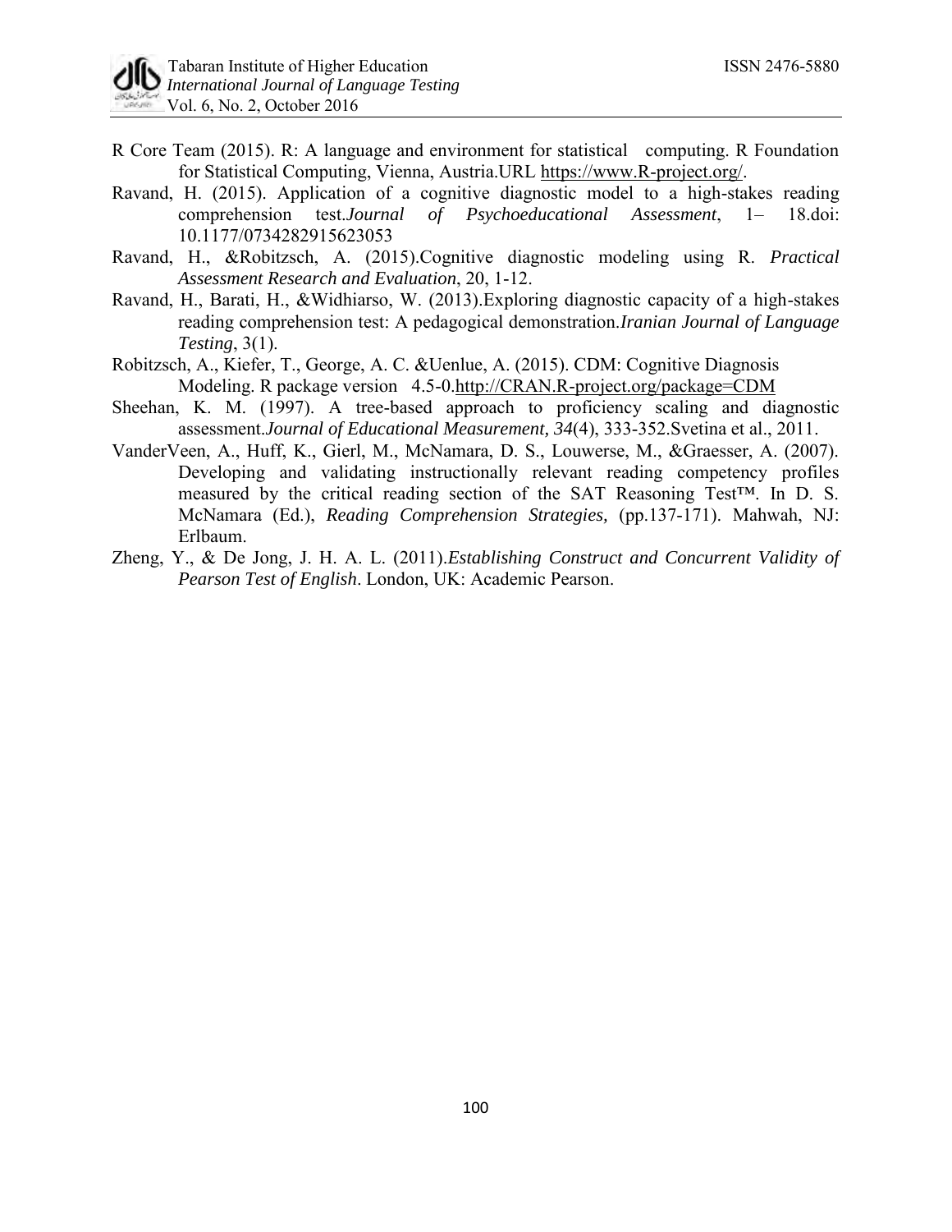R Core Team (2015). R: A language and environment for statistical computing. R Foundation for Statistical Computing, Vienna, Austria.URL https://www.R-project.org/.

Ravand, H. (2015). Application of a cognitive diagnostic model to a high-stakes reading comprehension test.*Journal of Psychoeducational Assessment*, 1– 18.doi: 10.1177/0734282915623053

Ravand, H., &Robitzsch, A. (2015).Cognitive diagnostic modeling using R. *Practical Assessment Research and Evaluation*, 20, 1-12.

Ravand, H., Barati, H., &Widhiarso, W. (2013).Exploring diagnostic capacity of a high-stakes reading comprehension test: A pedagogical demonstration.*Iranian Journal of Language Testing*, 3(1).

Robitzsch, A., Kiefer, T., George, A. C. &Uenlue, A. (2015). CDM: Cognitive Diagnosis Modeling. R package version 4.5-0.http://CRAN.R-project.org/package=CDM

Sheehan, K. M. (1997). A tree-based approach to proficiency scaling and diagnostic assessment.*Journal of Educational Measurement, 34*(4), 333-352.Svetina et al., 2011.

VanderVeen, A., Huff, K., Gierl, M., McNamara, D. S., Louwerse, M., &Graesser, A. (2007). Developing and validating instructionally relevant reading competency profiles measured by the critical reading section of the SAT Reasoning Test™. In D. S. McNamara (Ed.), *Reading Comprehension Strategies,* (pp.137-171). Mahwah, NJ: Erlbaum.

Zheng, Y., & De Jong, J. H. A. L. (2011).*Establishing Construct and Concurrent Validity of Pearson Test of English*. London, UK: Academic Pearson.